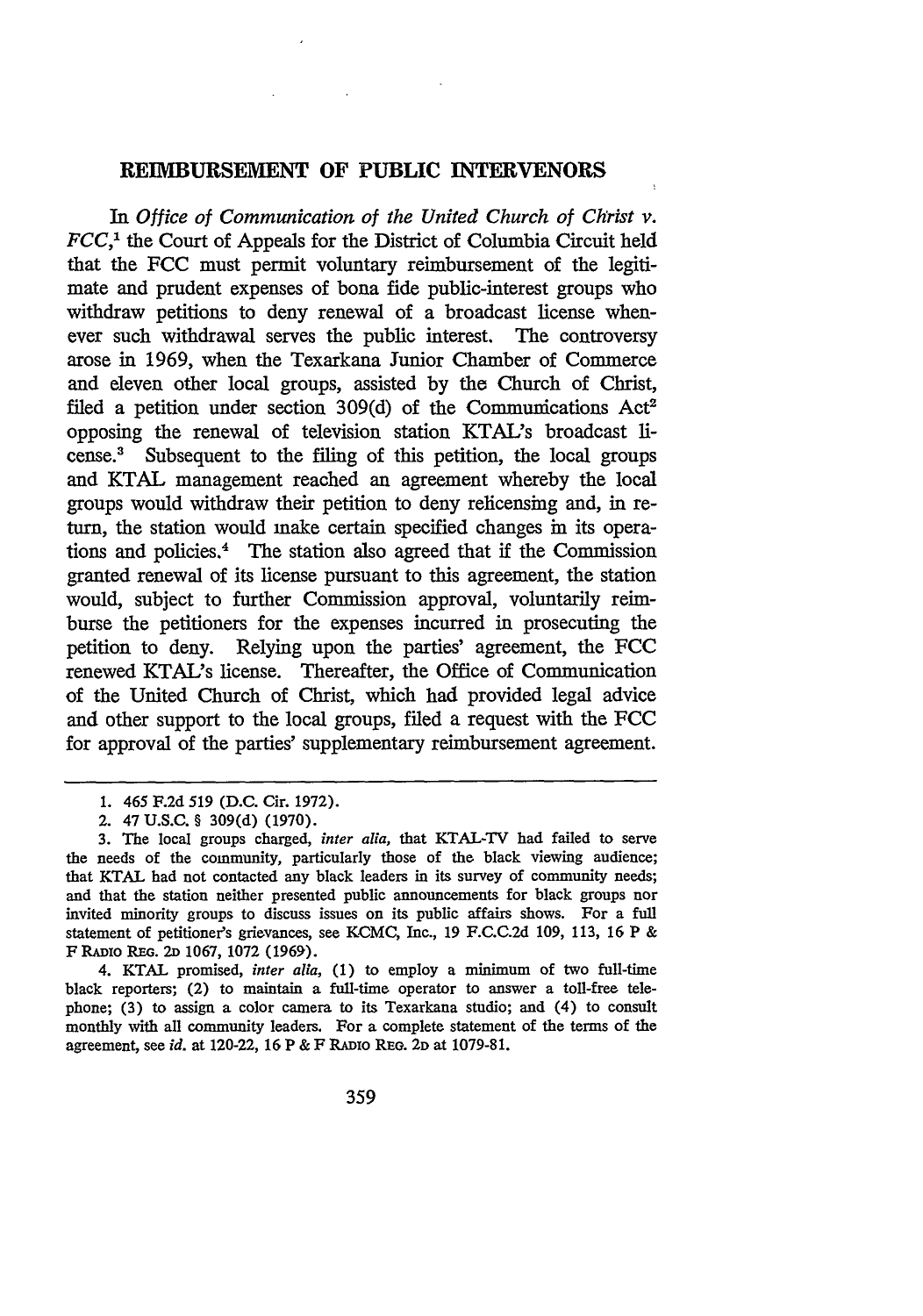## REIMBURSEMENT OF PUBLIC INTERVENORS

In *Office of Communication of the United Church of Christ v. FCC*,[1] the Court of Appeals for the District of Columbia Circuit held that the FCC must permit voluntary reimbursement of the legitimate and prudent expenses of bona fide public-interest groups who withdraw petitions to deny renewal of a broadcast license whenever such withdrawal serves the public interest. The controversy arose in 1969, when the Texarkana Junior Chamber of Commerce and eleven other local groups, assisted by the Church of Christ, filed a petition under section 309(d) of the Communications Act[2] opposing the renewal of television station KTAL's broadcast license.[3] Subsequent to the filing of this petition, the local groups and KTAL management reached an agreement whereby the local groups would withdraw their petition to deny relicensing and, in return, the station would make certain specified changes in its operations and policies.[4] The station also agreed that if the Commission granted renewal of its license pursuant to this agreement, the station would, subject to further Commission approval, voluntarily reimburse the petitioners for the expenses incurred in prosecuting the petition to deny. Relying upon the parties' agreement, the FCC renewed KTAL's license. Thereafter, the Office of Communication of the United Church of Christ, which had provided legal advice and other support to the local groups, filed a request with the FCC for approval of the parties' supplementary reimbursement agreement.

---

1. 465 F.2d 519 (D.C. Cir. 1972).

2. 47 U.S.C. § 309(d) (1970).

3. The local groups charged, *inter alia*, that KTAL-TV had failed to serve the needs of the community, particularly those of the black viewing audience; that KTAL had not contacted any black leaders in its survey of community needs; and that the station neither presented public announcements for black groups nor invited minority groups to discuss issues on its public affairs shows. For a full statement of petitioner's grievances, see KCMC, Inc., 19 F.C.C.2d 109, 113, 16 P & F RADIO REG. 2D 1067, 1072 (1969).

4. KTAL promised, *inter alia*, (1) to employ a minimum of two full-time black reporters; (2) to maintain a full-time operator to answer a toll-free telephone; (3) to assign a color camera to its Texarkana studio; and (4) to consult monthly with all community leaders. For a complete statement of the terms of the agreement, see *id.* at 120-22, 16 P & F RADIO REG. 2D at 1079-81.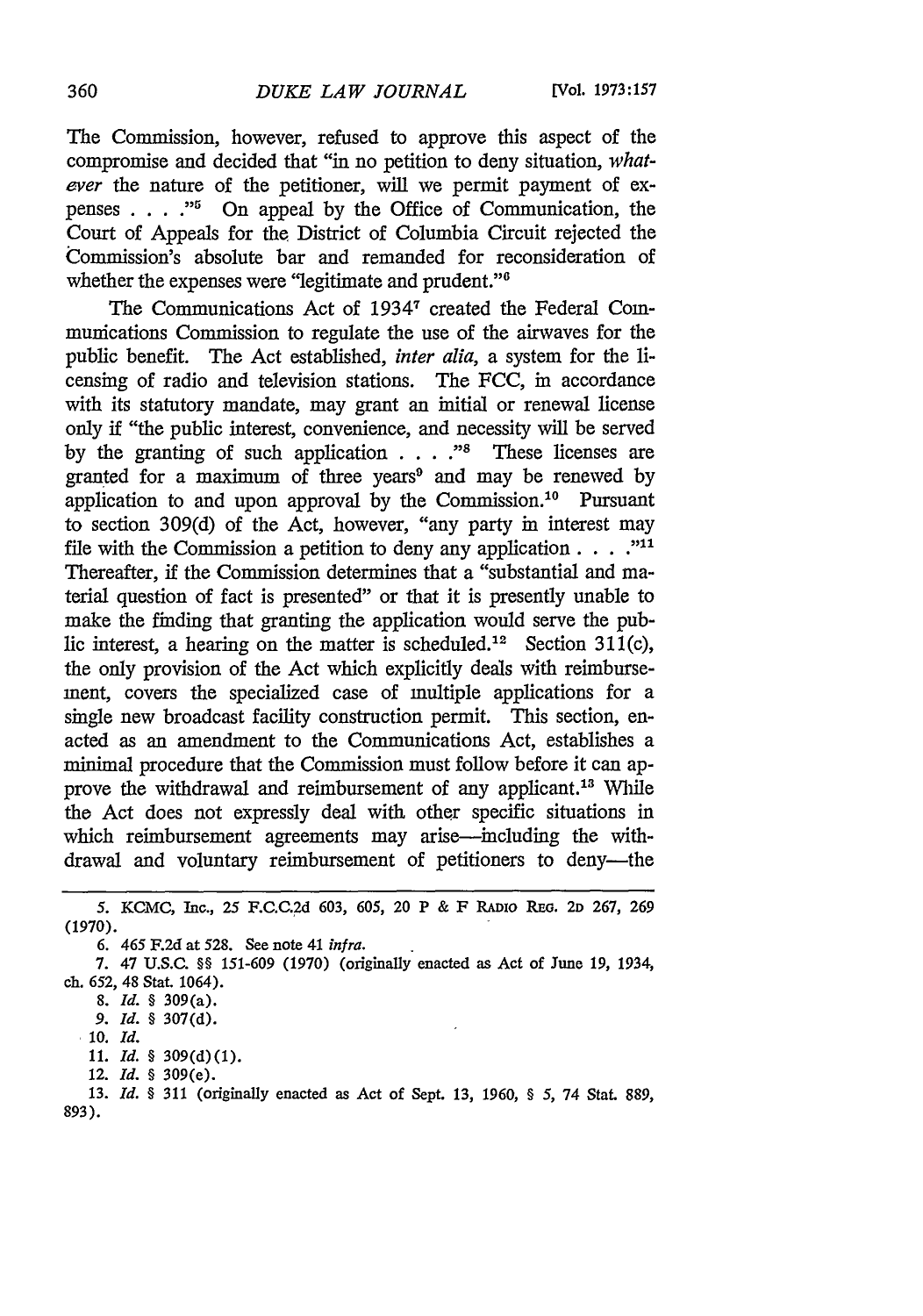The Commission, however, refused to approve this aspect of the compromise and decided that "in no petition to deny situation, *whatever* the nature of the petitioner, will we permit payment of expenses . . . ."[5] On appeal by the Office of Communication, the Court of Appeals for the District of Columbia Circuit rejected the Commission's absolute bar and remanded for reconsideration of whether the expenses were "legitimate and prudent."[6]

The Communications Act of 1934[7] created the Federal Communications Commission to regulate the use of the airwaves for the public benefit. The Act established, *inter alia*, a system for the licensing of radio and television stations. The FCC, in accordance with its statutory mandate, may grant an initial or renewal license only if "the public interest, convenience, and necessity will be served by the granting of such application . . . ."[8] These licenses are granted for a maximum of three years[9] and may be renewed by application to and upon approval by the Commission.[10] Pursuant to section 309(d) of the Act, however, "any party in interest may file with the Commission a petition to deny any application . . . ."[11] Thereafter, if the Commission determines that a "substantial and material question of fact is presented" or that it is presently unable to make the finding that granting the application would serve the public interest, a hearing on the matter is scheduled.[12] Section 311(c), the only provision of the Act which explicitly deals with reimbursement, covers the specialized case of multiple applications for a single new broadcast facility construction permit. This section, enacted as an amendment to the Communications Act, establishes a minimal procedure that the Commission must follow before it can approve the withdrawal and reimbursement of any applicant.[13] While the Act does not expressly deal with other specific situations in which reimbursement agreements may arise—including the withdrawal and voluntary reimbursement of petitioners to deny—the

---

5. KCMC, Inc., 25 F.C.C.2d 603, 605, 20 P & F RADIO REG. 2D 267, 269 (1970).

6. 465 F.2d at 528. See note 41 *infra*.

7. 47 U.S.C. §§ 151-609 (1970) (originally enacted as Act of June 19, 1934, ch. 652, 48 Stat. 1064).

8. *Id.* § 309(a).

9. *Id.* § 307(d).

10. *Id.*

11. *Id.* § 309(d)(1).

12. *Id.* § 309(e).

13. *Id.* § 311 (originally enacted as Act of Sept. 13, 1960, § 5, 74 Stat. 889, 893).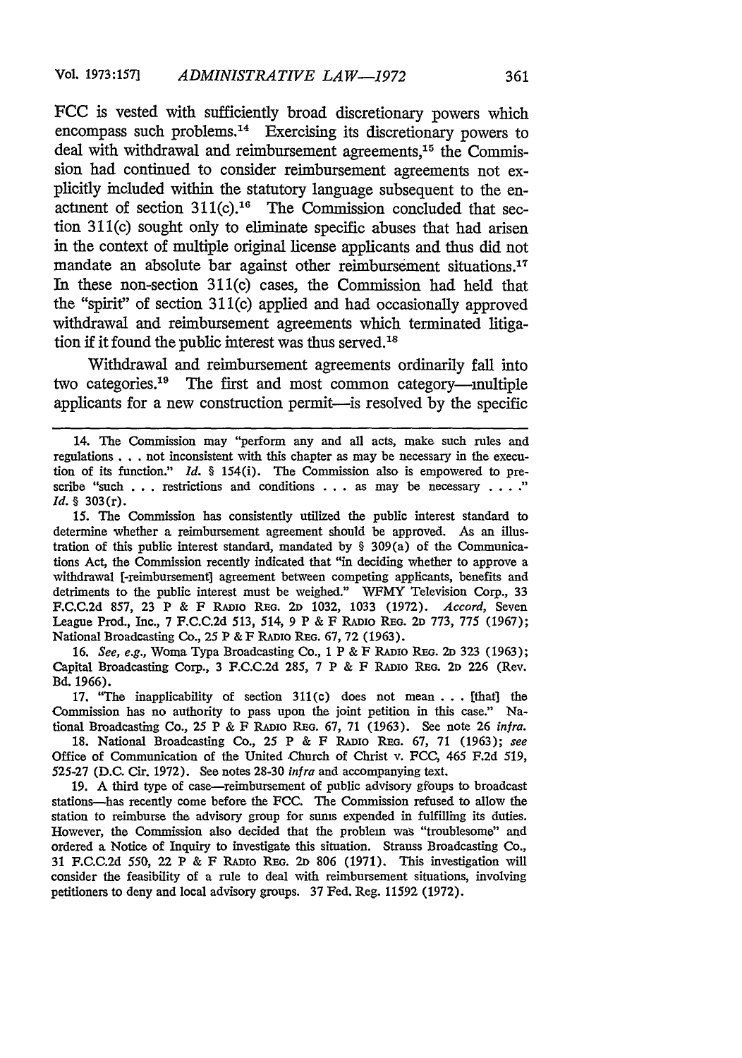FCC is vested with sufficiently broad discretionary powers which encompass such problems.[14] Exercising its discretionary powers to deal with withdrawal and reimbursement agreements,[15] the Commission had continued to consider reimbursement agreements not explicitly included within the statutory language subsequent to the enactment of section 311(c).[16] The Commission concluded that section 311(c) sought only to eliminate specific abuses that had arisen in the context of multiple original license applicants and thus did not mandate an absolute bar against other reimbursement situations.[17] In these non-section 311(c) cases, the Commission had held that the "spirit" of section 311(c) applied and had occasionally approved withdrawal and reimbursement agreements which terminated litigation if it found the public interest was thus served.[18]

Withdrawal and reimbursement agreements ordinarily fall into two categories.[19] The first and most common category—multiple applicants for a new construction permit—is resolved by the specific

---

14. The Commission may "perform any and all acts, make such rules and regulations . . . not inconsistent with this chapter as may be necessary in the execution of its function." *Id.* § 154(i). The Commission also is empowered to prescribe "such . . . restrictions and conditions . . . as may be necessary . . . ." *Id.* § 303(r).

15. The Commission has consistently utilized the public interest standard to determine whether a reimbursement agreement should be approved. As an illustration of this public interest standard, mandated by § 309(a) of the Communications Act, the Commission recently indicated that "in deciding whether to approve a withdrawal [-reimbursement] agreement between competing applicants, benefits and detriments to the public interest must be weighed." WFMY Television Corp., 33 F.C.C.2d 857, 23 P & F RADIO REG. 2D 1032, 1033 (1972). *Accord*, Seven League Prod., Inc., 7 F.C.C.2d 513, 514, 9 P & F RADIO REG. 2D 773, 775 (1967); National Broadcasting Co., 25 P & F RADIO REG. 67, 72 (1963).

16. *See, e.g.*, Woma Typa Broadcasting Co., 1 P & F RADIO REG. 2D 323 (1963); Capital Broadcasting Corp., 3 F.C.C.2d 285, 7 P & F RADIO REG. 2D 226 (Rev. Bd. 1966).

17. "The inapplicability of section 311(c) does not mean . . . [that] the Commission has no authority to pass upon the joint petition in this case." National Broadcasting Co., 25 P & F RADIO REG. 67, 71 (1963). See note 26 *infra*.

18. National Broadcasting Co., 25 P & F RADIO REG. 67, 71 (1963); *see* Office of Communication of the United Church of Christ v. FCC, 465 F.2d 519, 525-27 (D.C. Cir. 1972). See notes 28-30 *infra* and accompanying text.

19. A third type of case—reimbursement of public advisory groups to broadcast stations—has recently come before the FCC. The Commission refused to allow the station to reimburse the advisory group for sums expended in fulfilling its duties. However, the Commission also decided that the problem was "troublesome" and ordered a Notice of Inquiry to investigate this situation. Strauss Broadcasting Co., 31 F.C.C.2d 550, 22 P & F RADIO REG. 2D 806 (1971). This investigation will consider the feasibility of a rule to deal with reimbursement situations, involving petitioners to deny and local advisory groups. 37 Fed. Reg. 11592 (1972).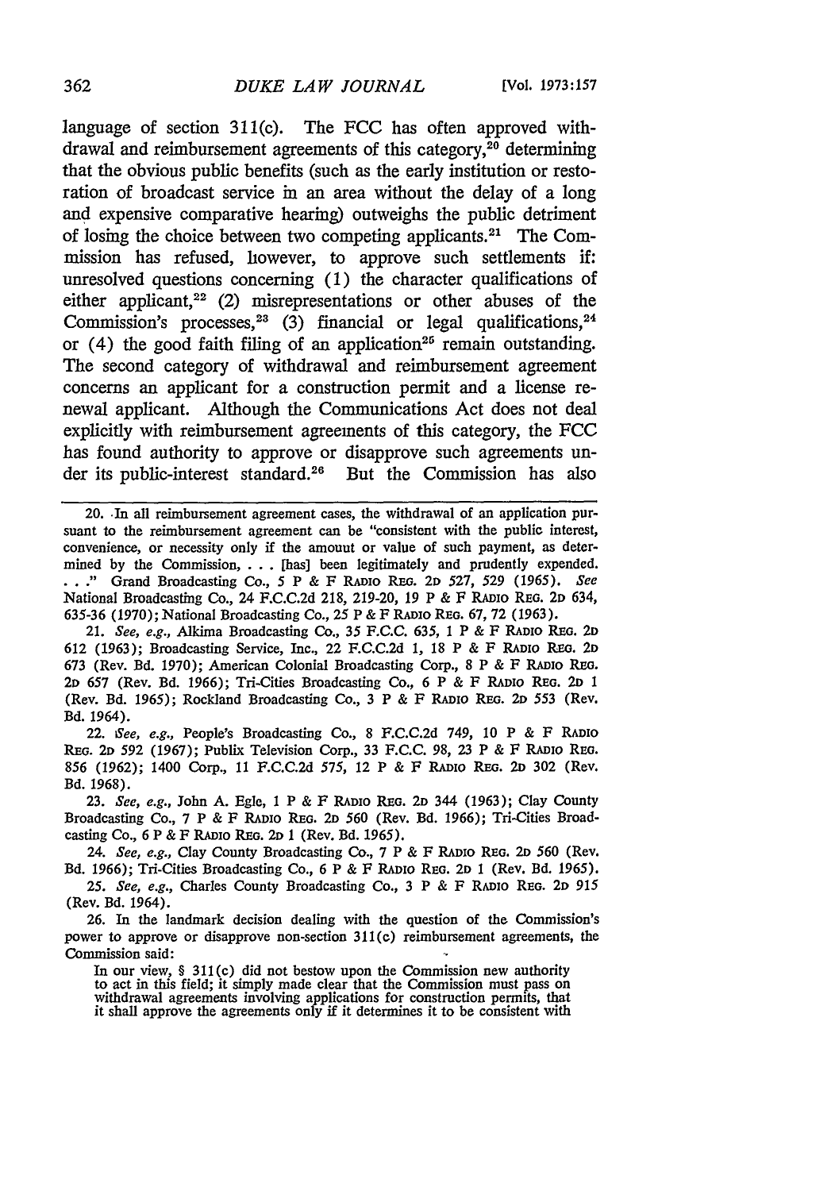language of section 311(c). The FCC has often approved withdrawal and reimbursement agreements of this category,[20] determining that the obvious public benefits (such as the early institution or restoration of broadcast service in an area without the delay of a long and expensive comparative hearing) outweighs the public detriment of losing the choice between two competing applicants.[21] The Commission has refused, however, to approve such settlements if: unresolved questions concerning (1) the character qualifications of either applicant,[22] (2) misrepresentations or other abuses of the Commission's processes,[23] (3) financial or legal qualifications,[24] or (4) the good faith filing of an application[25] remain outstanding. The second category of withdrawal and reimbursement agreement concerns an applicant for a construction permit and a license renewal applicant. Although the Communications Act does not deal explicitly with reimbursement agreements of this category, the FCC has found authority to approve or disapprove such agreements under its public-interest standard.[26] But the Commission has also

---

20. In all reimbursement agreement cases, the withdrawal of an application pursuant to the reimbursement agreement can be "consistent with the public interest, convenience, or necessity only if the amount or value of such payment, as determined by the Commission, . . . [has] been legitimately and prudently expended. . . ." Grand Broadcasting Co., 5 P & F RADIO REG. 2D 527, 529 (1965). *See* National Broadcasting Co., 24 F.C.C.2d 218, 219-20, 19 P & F RADIO REG. 2D 634, 635-36 (1970); National Broadcasting Co., 25 P & F RADIO REG. 67, 72 (1963).

21. *See, e.g.*, Alkima Broadcasting Co., 35 F.C.C. 635, 1 P & F RADIO REG. 2D 612 (1963); Broadcasting Service, Inc., 22 F.C.C.2d 1, 18 P & F RADIO REG. 2D 673 (Rev. Bd. 1970); American Colonial Broadcasting Corp., 8 P & F RADIO REG. 2D 657 (Rev. Bd. 1966); Tri-Cities Broadcasting Co., 6 P & F RADIO REG. 2D 1 (Rev. Bd. 1965); Rockland Broadcasting Co., 3 P & F RADIO REG. 2D 553 (Rev. Bd. 1964).

22. *See, e.g.*, People's Broadcasting Co., 8 F.C.C.2d 749, 10 P & F RADIO REG. 2D 592 (1967); Publix Television Corp., 33 F.C.C. 98, 23 P & F RADIO REG. 856 (1962); 1400 Corp., 11 F.C.C.2d 575, 12 P & F RADIO REG. 2D 302 (Rev. Bd. 1968).

23. *See, e.g.*, John A. Egle, 1 P & F RADIO REG. 2D 344 (1963); Clay County Broadcasting Co., 7 P & F RADIO REG. 2D 560 (Rev. Bd. 1966); Tri-Cities Broadcasting Co., 6 P & F RADIO REG. 2D 1 (Rev. Bd. 1965).

24. *See, e.g.*, Clay County Broadcasting Co., 7 P & F RADIO REG. 2D 560 (Rev. Bd. 1966); Tri-Cities Broadcasting Co., 6 P & F RADIO REG. 2D 1 (Rev. Bd. 1965).

25. *See, e.g.*, Charles County Broadcasting Co., 3 P & F RADIO REG. 2D 915 (Rev. Bd. 1964).

26. In the landmark decision dealing with the question of the Commission's power to approve or disapprove non-section 311(c) reimbursement agreements, the Commission said:

> In our view, § 311(c) did not bestow upon the Commission new authority to act in this field; it simply made clear that the Commission must pass on withdrawal agreements involving applications for construction permits, that it shall approve the agreements only if it determines it to be consistent with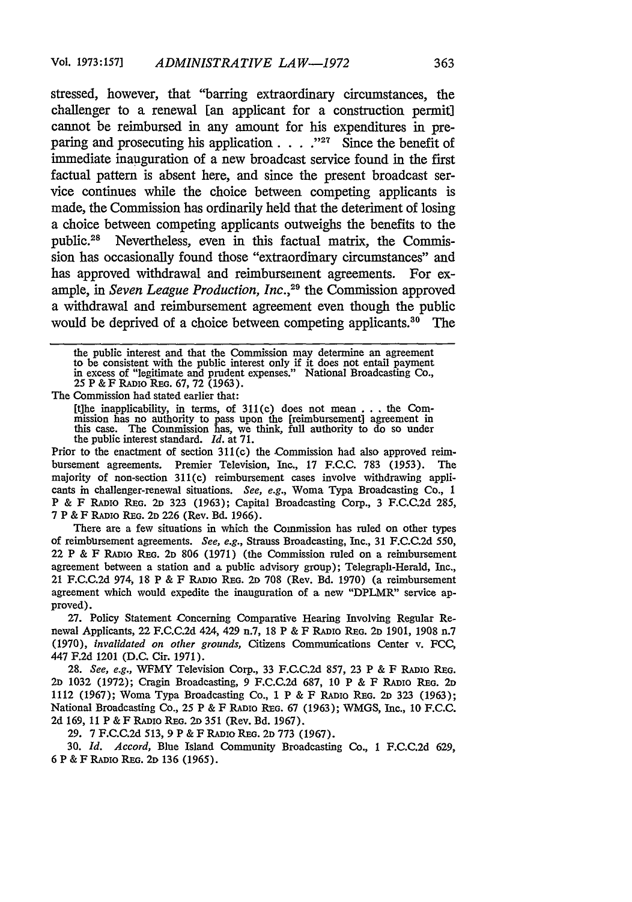stressed, however, that "barring extraordinary circumstances, the challenger to a renewal [an applicant for a construction permit] cannot be reimbursed in any amount for his expenditures in preparing and prosecuting his application . . . ."[27] Since the benefit of immediate inauguration of a new broadcast service found in the first factual pattern is absent here, and since the present broadcast service continues while the choice between competing applicants is made, the Commission has ordinarily held that the deteriment of losing a choice between competing applicants outweighs the benefits to the public.[28] Nevertheless, even in this factual matrix, the Commission has occasionally found those "extraordinary circumstances" and has approved withdrawal and reimbursement agreements. For example, in *Seven League Production, Inc.*,[29] the Commission approved a withdrawal and reimbursement agreement even though the public would be deprived of a choice between competing applicants.[30] The

---

the public interest and that the Commission may determine an agreement to be consistent with the public interest only if it does not entail payment in excess of "legitimate and prudent expenses." National Broadcasting Co., 25 P & F RADIO REG. 67, 72 (1963).

The Commission had stated earlier that:

> [t]he inapplicability, in terms, of 311(c) does not mean . . . the Commission has no authority to pass upon the [reimbursement] agreement in this case. The Commission has, we think, full authority to do so under the public interest standard. *Id.* at 71.

Prior to the enactment of section 311(c) the Commission had also approved reimbursement agreements. Premier Television, Inc., 17 F.C.C. 783 (1953). The majority of non-section 311(c) reimbursement cases involve withdrawing applicants in challenger-renewal situations. *See, e.g.*, Woma Typa Broadcasting Co., 1 P & F RADIO REG. 2D 323 (1963); Capital Broadcasting Corp., 3 F.C.C.2d 285, 7 P & F RADIO REG. 2D 226 (Rev. Bd. 1966).

There are a few situations in which the Commission has ruled on other types of reimbursement agreements. *See, e.g.*, Strauss Broadcasting, Inc., 31 F.C.C.2d 550, 22 P & F RADIO REG. 2D 806 (1971) (the Commission ruled on a reimbursement agreement between a station and a public advisory group); Telegraph-Herald, Inc., 21 F.C.C.2d 974, 18 P & F RADIO REG. 2D 708 (Rev. Bd. 1970) (a reimbursement agreement which would expedite the inauguration of a new "DPLMR" service approved).

27. Policy Statement Concerning Comparative Hearing Involving Regular Renewal Applicants, 22 F.C.C.2d 424, 429 n.7, 18 P & F RADIO REG. 2D 1901, 1908 n.7 (1970), *invalidated on other grounds*, Citizens Communications Center v. FCC, 447 F.2d 1201 (D.C. Cir. 1971).

28. *See, e.g.*, WFMY Television Corp., 33 F.C.C.2d 857, 23 P & F RADIO REG. 2D 1032 (1972); Cragin Broadcasting, 9 F.C.C.2d 687, 10 P & F RADIO REG. 2D 1112 (1967); Woma Typa Broadcasting Co., 1 P & F RADIO REG. 2D 323 (1963); National Broadcasting Co., 25 P & F RADIO REG. 67 (1963); WMGS, Inc., 10 F.C.C. 2d 169, 11 P & F RADIO REG. 2D 351 (Rev. Bd. 1967).

29. 7 F.C.C.2d 513, 9 P & F RADIO REG. 2D 773 (1967).

30. *Id. Accord*, Blue Island Community Broadcasting Co., 1 F.C.C.2d 629, 6 P & F RADIO REG. 2D 136 (1965).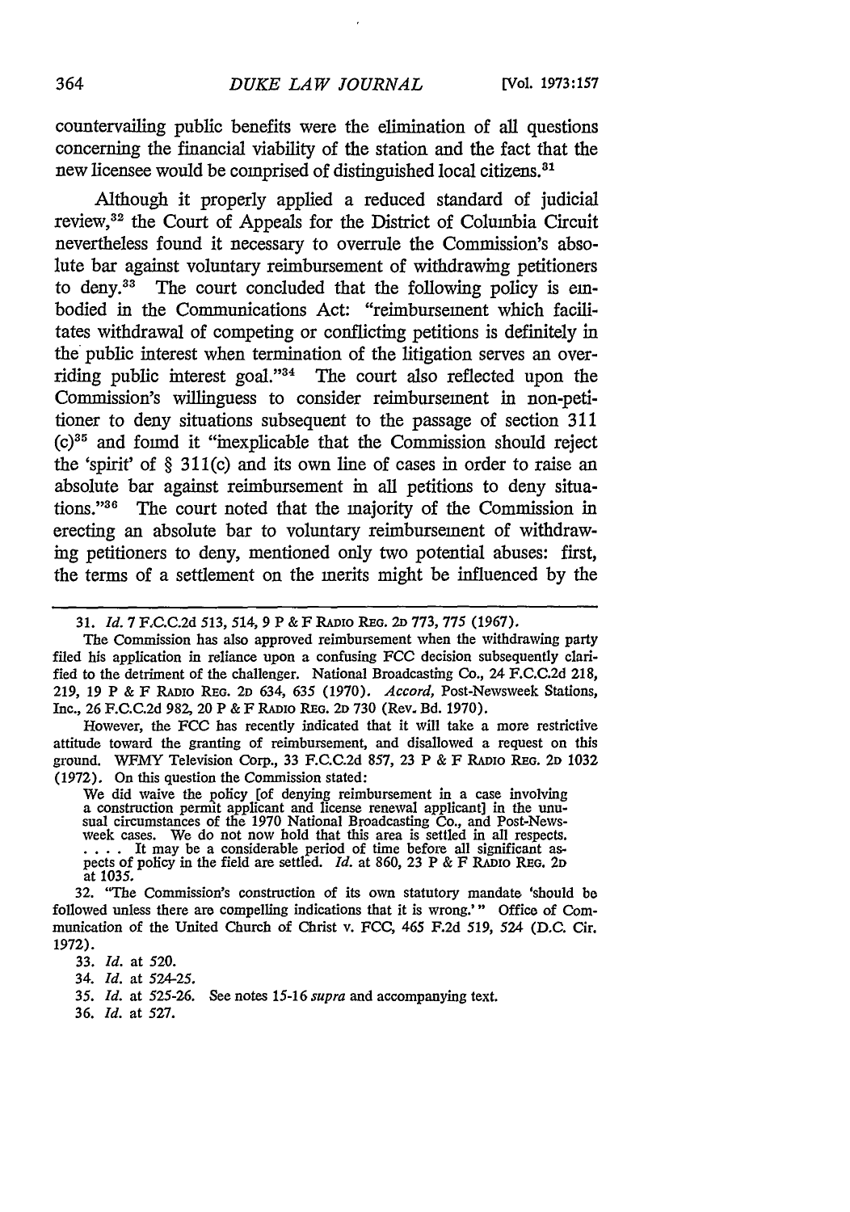countervailing public benefits were the elimination of all questions concerning the financial viability of the station and the fact that the new licensee would be comprised of distinguished local citizens.[31]

Although it properly applied a reduced standard of judicial review,[32] the Court of Appeals for the District of Columbia Circuit nevertheless found it necessary to overrule the Commission's absolute bar against voluntary reimbursement of withdrawing petitioners to deny.[33] The court concluded that the following policy is embodied in the Communications Act: "reimbursement which facilitates withdrawal of competing or conflicting petitions is definitely in the public interest when termination of the litigation serves an overriding public interest goal."[34] The court also reflected upon the Commission's willingness to consider reimbursement in non-petitioner to deny situations subsequent to the passage of section 311 (c)[35] and found it "inexplicable that the Commission should reject the 'spirit' of § 311(c) and its own line of cases in order to raise an absolute bar against reimbursement in all petitions to deny situations."[36] The court noted that the majority of the Commission in erecting an absolute bar to voluntary reimbursement of withdrawing petitioners to deny, mentioned only two potential abuses: first, the terms of a settlement on the merits might be influenced by the

---

31. *Id.* 7 F.C.C.2d 513, 514, 9 P & F RADIO REG. 2D 773, 775 (1967).

The Commission has also approved reimbursement when the withdrawing party filed his application in reliance upon a confusing FCC decision subsequently clarified to the detriment of the challenger. National Broadcasting Co., 24 F.C.C.2d 218, 219, 19 P & F RADIO REG. 2D 634, 635 (1970). *Accord*, Post-Newsweek Stations, Inc., 26 F.C.C.2d 982, 20 P & F RADIO REG. 2D 730 (Rev. Bd. 1970).

However, the FCC has recently indicated that it will take a more restrictive attitude toward the granting of reimbursement, and disallowed a request on this ground. WFMY Television Corp., 33 F.C.C.2d 857, 23 P & F RADIO REG. 2D 1032 (1972). On this question the Commission stated:

> We did waive the policy [of denying reimbursement in a case involving a construction permit applicant and license renewal applicant] in the unusual circumstances of the 1970 National Broadcasting Co., and Post-Newsweek cases. We do not now hold that this area is settled in all respects. . . . . It may be a considerable period of time before all significant aspects of policy in the field are settled. *Id.* at 860, 23 P & F RADIO REG. 2D at 1035.

32. "The Commission's construction of its own statutory mandate 'should be followed unless there are compelling indications that it is wrong.'" Office of Communication of the United Church of Christ v. FCC, 465 F.2d 519, 524 (D.C. Cir. 1972).

33. *Id.* at 520.

34. *Id.* at 524-25.

35. *Id.* at 525-26. See notes 15-16 *supra* and accompanying text.

36. *Id.* at 527.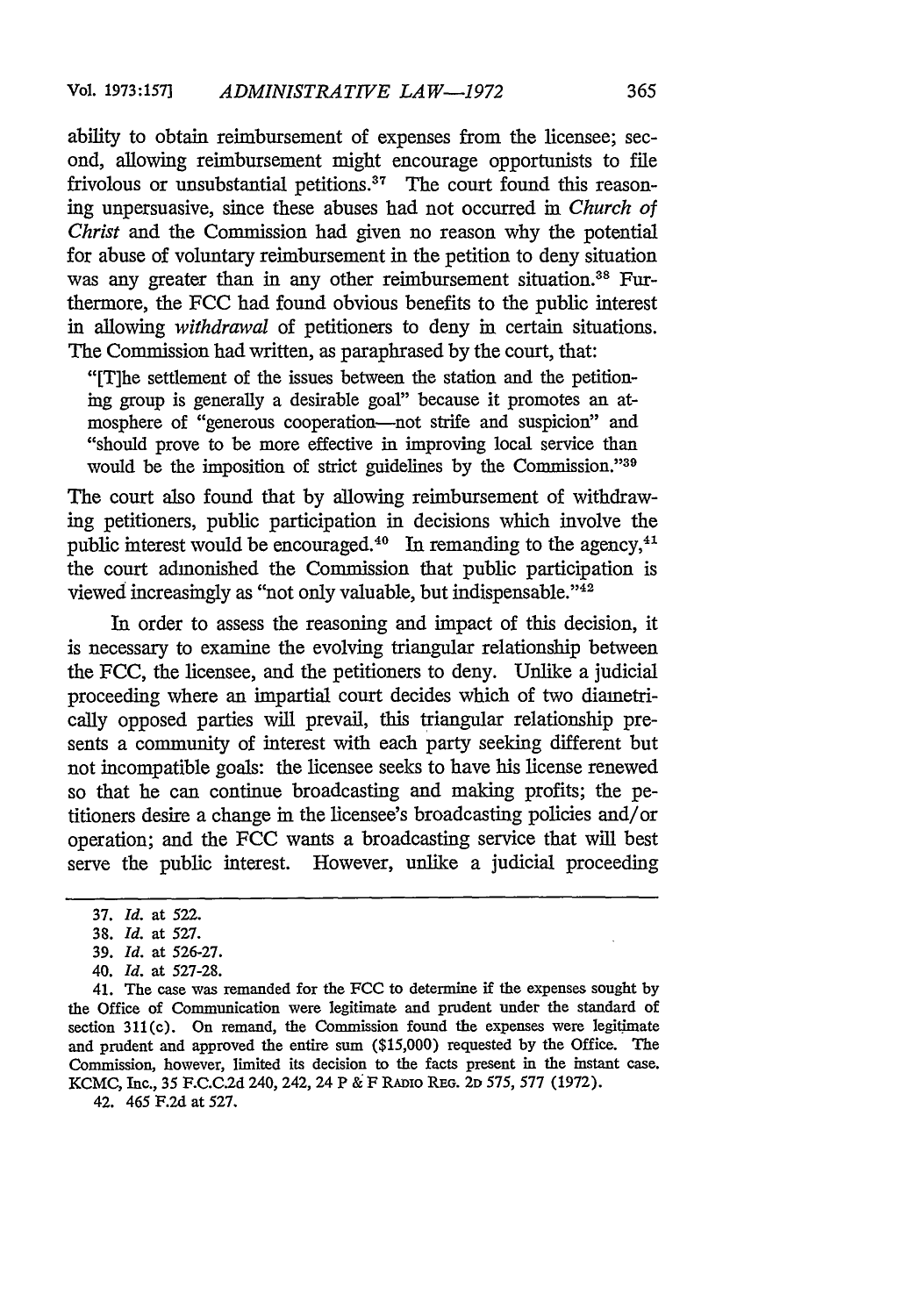ability to obtain reimbursement of expenses from the licensee; second, allowing reimbursement might encourage opportunists to file frivolous or unsubstantial petitions.[37] The court found this reasoning unpersuasive, since these abuses had not occurred in *Church of Christ* and the Commission had given no reason why the potential for abuse of voluntary reimbursement in the petition to deny situation was any greater than in any other reimbursement situation.[38] Furthermore, the FCC had found obvious benefits to the public interest in allowing *withdrawal* of petitioners to deny in certain situations. The Commission had written, as paraphrased by the court, that:

> "[T]he settlement of the issues between the station and the petitioning group is generally a desirable goal" because it promotes an atmosphere of "generous cooperation—not strife and suspicion" and "should prove to be more effective in improving local service than would be the imposition of strict guidelines by the Commission."[39]

The court also found that by allowing reimbursement of withdrawing petitioners, public participation in decisions which involve the public interest would be encouraged.[40] In remanding to the agency,[41] the court admonished the Commission that public participation is viewed increasingly as "not only valuable, but indispensable."[42]

In order to assess the reasoning and impact of this decision, it is necessary to examine the evolving triangular relationship between the FCC, the licensee, and the petitioners to deny. Unlike a judicial proceeding where an impartial court decides which of two diametrically opposed parties will prevail, this triangular relationship presents a community of interest with each party seeking different but not incompatible goals: the licensee seeks to have his license renewed so that he can continue broadcasting and making profits; the petitioners desire a change in the licensee's broadcasting policies and/or operation; and the FCC wants a broadcasting service that will best serve the public interest. However, unlike a judicial proceeding

---

37. *Id.* at 522.

38. *Id.* at 527.

39. *Id.* at 526-27.

40. *Id.* at 527-28.

41. The case was remanded for the FCC to determine if the expenses sought by the Office of Communication were legitimate and prudent under the standard of section 311(c). On remand, the Commission found the expenses were legitimate and prudent and approved the entire sum ($15,000) requested by the Office. The Commission, however, limited its decision to the facts present in the instant case. KCMC, Inc., 35 F.C.C.2d 240, 242, 24 P & F RADIO REG. 2D 575, 577 (1972).

42. 465 F.2d at 527.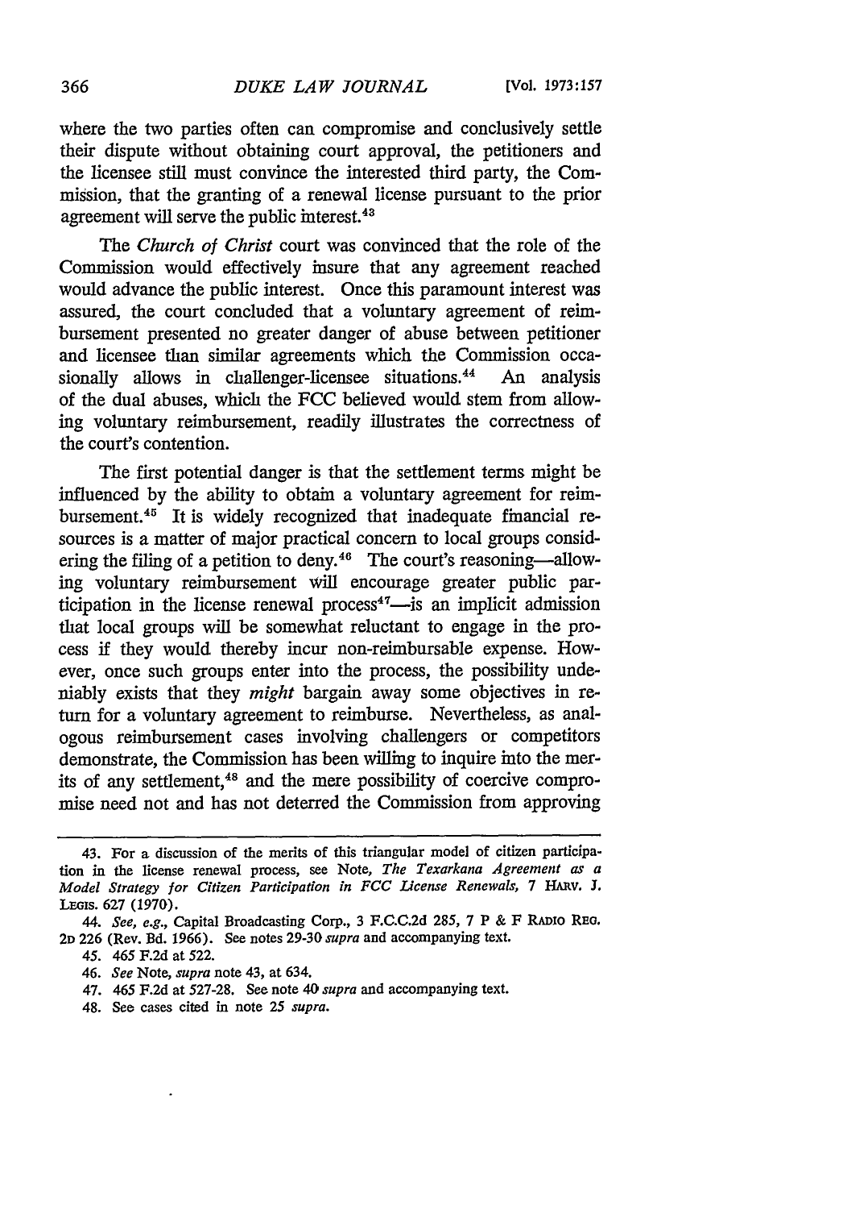where the two parties often can compromise and conclusively settle their dispute without obtaining court approval, the petitioners and the licensee still must convince the interested third party, the Commission, that the granting of a renewal license pursuant to the prior agreement will serve the public interest.[43]

The *Church of Christ* court was convinced that the role of the Commission would effectively insure that any agreement reached would advance the public interest. Once this paramount interest was assured, the court concluded that a voluntary agreement of reimbursement presented no greater danger of abuse between petitioner and licensee than similar agreements which the Commission occasionally allows in challenger-licensee situations.[44] An analysis of the dual abuses, which the FCC believed would stem from allowing voluntary reimbursement, readily illustrates the correctness of the court's contention.

The first potential danger is that the settlement terms might be influenced by the ability to obtain a voluntary agreement for reimbursement.[45] It is widely recognized that inadequate financial resources is a matter of major practical concern to local groups considering the filing of a petition to deny.[46] The court's reasoning—allowing voluntary reimbursement will encourage greater public participation in the license renewal process[47]—is an implicit admission that local groups will be somewhat reluctant to engage in the process if they would thereby incur non-reimbursable expense. However, once such groups enter into the process, the possibility undeniably exists that they *might* bargain away some objectives in return for a voluntary agreement to reimburse. Nevertheless, as analogous reimbursement cases involving challengers or competitors demonstrate, the Commission has been willing to inquire into the merits of any settlement,[48] and the mere possibility of coercive compromise need not and has not deterred the Commission from approving

---

43. For a discussion of the merits of this triangular model of citizen participation in the license renewal process, see Note, *The Texarkana Agreement as a Model Strategy for Citizen Participation in FCC License Renewals*, 7 HARV. J. LEGIS. 627 (1970).

44. *See, e.g.*, Capital Broadcasting Corp., 3 F.C.C.2d 285, 7 P & F RADIO REG. 2D 226 (Rev. Bd. 1966). See notes 29-30 *supra* and accompanying text.

45. 465 F.2d at 522.

46. *See* Note, *supra* note 43, at 634.

47. 465 F.2d at 527-28. See note 40 *supra* and accompanying text.

48. See cases cited in note 25 *supra*.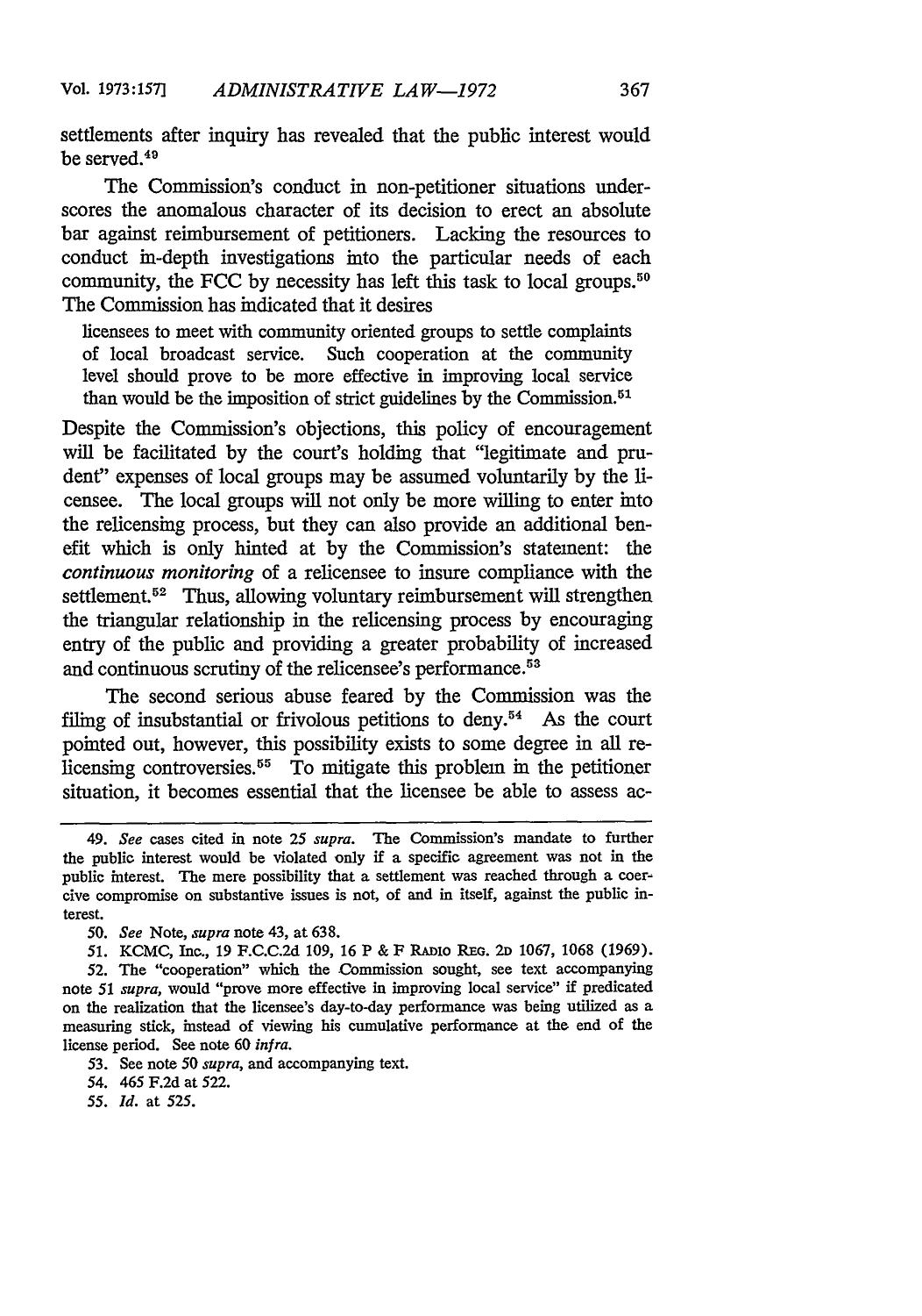settlements after inquiry has revealed that the public interest would be served.[49]

The Commission's conduct in non-petitioner situations underscores the anomalous character of its decision to erect an absolute bar against reimbursement of petitioners. Lacking the resources to conduct in-depth investigations into the particular needs of each community, the FCC by necessity has left this task to local groups.[50] The Commission has indicated that it desires

> licensees to meet with community oriented groups to settle complaints of local broadcast service. Such cooperation at the community level should prove to be more effective in improving local service than would be the imposition of strict guidelines by the Commission.[51]

Despite the Commission's objections, this policy of encouragement will be facilitated by the court's holding that "legitimate and prudent" expenses of local groups may be assumed voluntarily by the licensee. The local groups will not only be more willing to enter into the relicensing process, but they can also provide an additional benefit which is only hinted at by the Commission's statement: the *continuous monitoring* of a relicensee to insure compliance with the settlement.[52] Thus, allowing voluntary reimbursement will strengthen the triangular relationship in the relicensing process by encouraging entry of the public and providing a greater probability of increased and continuous scrutiny of the relicensee's performance.[53]

The second serious abuse feared by the Commission was the filing of insubstantial or frivolous petitions to deny.[54] As the court pointed out, however, this possibility exists to some degree in all relicensing controversies.[55] To mitigate this problem in the petitioner situation, it becomes essential that the licensee be able to assess ac-

---

49. *See* cases cited in note 25 *supra*. The Commission's mandate to further the public interest would be violated only if a specific agreement was not in the public interest. The mere possibility that a settlement was reached through a coercive compromise on substantive issues is not, of and in itself, against the public interest.

50. *See* Note, *supra* note 43, at 638.

51. KCMC, Inc., 19 F.C.C.2d 109, 16 P & F RADIO REG. 2D 1067, 1068 (1969).

52. The "cooperation" which the Commission sought, see text accompanying note 51 *supra*, would "prove more effective in improving local service" if predicated on the realization that the licensee's day-to-day performance was being utilized as a measuring stick, instead of viewing his cumulative performance at the end of the license period. See note 60 *infra*.

53. See note 50 *supra*, and accompanying text.

54. 465 F.2d at 522.

55. *Id.* at 525.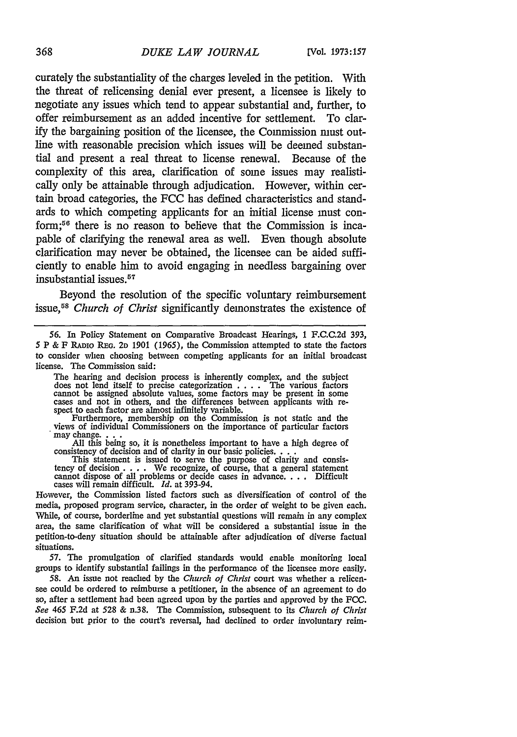curately the substantiality of the charges leveled in the petition. With the threat of relicensing denial ever present, a licensee is likely to negotiate any issues which tend to appear substantial and, further, to offer reimbursement as an added incentive for settlement. To clarify the bargaining position of the licensee, the Commission must outline with reasonable precision which issues will be deemed substantial and present a real threat to license renewal. Because of the complexity of this area, clarification of some issues may realistically only be attainable through adjudication. However, within certain broad categories, the FCC has defined characteristics and standards to which competing applicants for an initial license must conform;[56] there is no reason to believe that the Commission is incapable of clarifying the renewal area as well. Even though absolute clarification may never be obtained, the licensee can be aided sufficiently to enable him to avoid engaging in needless bargaining over insubstantial issues.[57]

Beyond the resolution of the specific voluntary reimbursement issue,[58] *Church of Christ* significantly demonstrates the existence of

---

56. In Policy Statement on Comparative Broadcast Hearings, 1 F.C.C.2d 393, 5 P & F RADIO REG. 2D 1901 (1965), the Commission attempted to state the factors to consider when choosing between competing applicants for an initial broadcast license. The Commission said:

> The hearing and decision process is inherently complex, and the subject does not lend itself to precise categorization . . . . The various factors cannot be assigned absolute values, some factors may be present in some cases and not in others, and the differences between applicants with respect to each factor are almost infinitely variable.
>
> Furthermore, membership on the Commission is not static and the views of individual Commissioners on the importance of particular factors may change. . . .
>
> All this being so, it is nonetheless important to have a high degree of consistency of decision and of clarity in our basic policies. . . .
>
> This statement is issued to serve the purpose of clarity and consistency of decision . . . . We recognize, of course, that a general statement cannot dispose of all problems or decide cases in advance. . . . Difficult cases will remain difficult. *Id.* at 393-94.

However, the Commission listed factors such as diversification of control of the media, proposed program service, character, in the order of weight to be given each. While, of course, borderline and yet substantial questions will remain in any complex area, the same clarification of what will be considered a substantial issue in the petition-to-deny situation should be attainable after adjudication of diverse factual situations.

57. The promulgation of clarified standards would enable monitoring local groups to identify substantial failings in the performance of the licensee more easily.

58. An issue not reached by the *Church of Christ* court was whether a relicensee could be ordered to reimburse a petitioner, in the absence of an agreement to do so, after a settlement had been agreed upon by the parties and approved by the FCC. *See* 465 F.2d at 528 & n.38. The Commission, subsequent to its *Church of Christ* decision but prior to the court's reversal, had declined to order involuntary reim-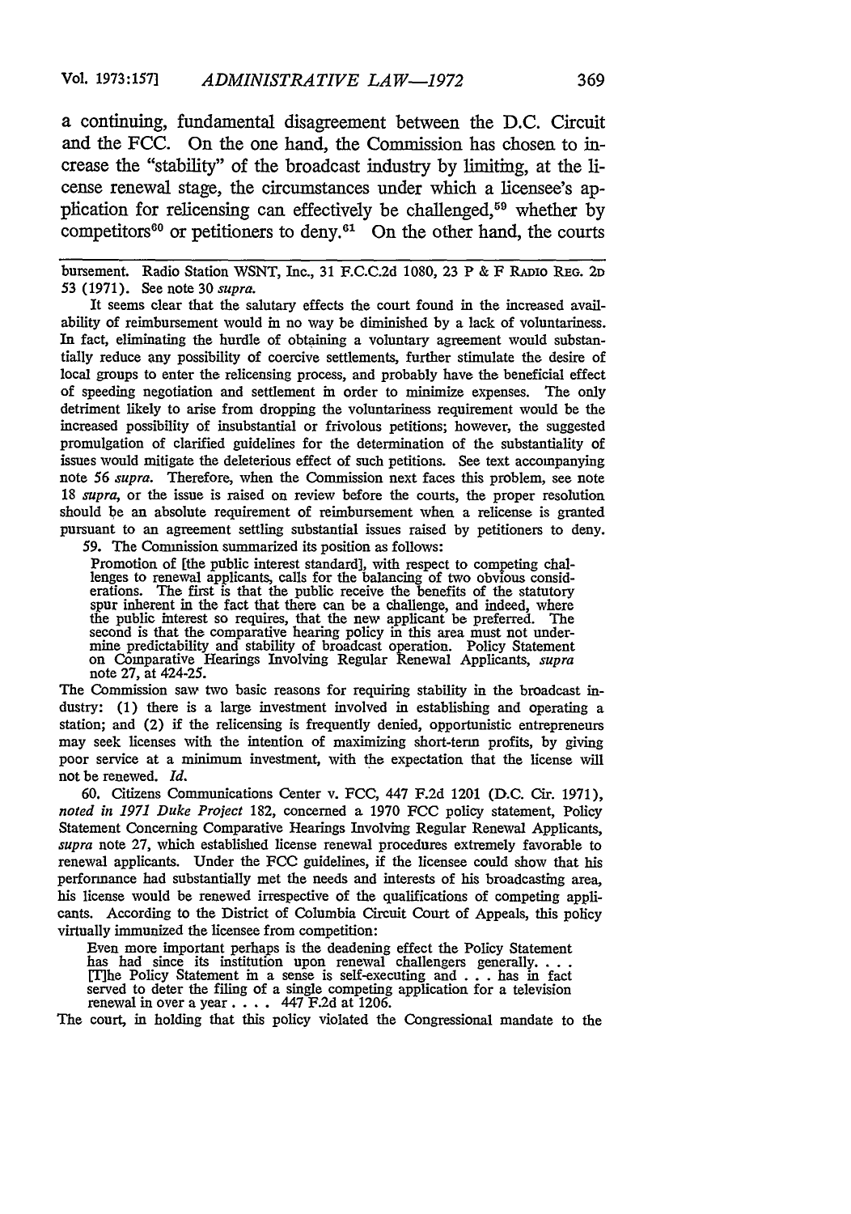a continuing, fundamental disagreement between the D.C. Circuit and the FCC. On the one hand, the Commission has chosen to increase the "stability" of the broadcast industry by limiting, at the license renewal stage, the circumstances under which a licensee's application for relicensing can effectively be challenged,[59] whether by competitors[60] or petitioners to deny.[61] On the other hand, the courts

---

bursement. Radio Station WSNT, Inc., 31 F.C.C.2d 1080, 23 P & F RADIO REG. 2D 53 (1971). See note 30 *supra*.

It seems clear that the salutary effects the court found in the increased availability of reimbursement would in no way be diminished by a lack of voluntariness. In fact, eliminating the hurdle of obtaining a voluntary agreement would substantially reduce any possibility of coercive settlements, further stimulate the desire of local groups to enter the relicensing process, and probably have the beneficial effect of speeding negotiation and settlement in order to minimize expenses. The only detriment likely to arise from dropping the voluntariness requirement would be the increased possibility of insubstantial or frivolous petitions; however, the suggested promulgation of clarified guidelines for the determination of the substantiality of issues would mitigate the deleterious effect of such petitions. See text accompanying note 56 *supra*. Therefore, when the Commission next faces this problem, see note 18 *supra*, or the issue is raised on review before the courts, the proper resolution should be an absolute requirement of reimbursement when a relicense is granted pursuant to an agreement settling substantial issues raised by petitioners to deny.

59. The Commission summarized its position as follows:

> Promotion of [the public interest standard], with respect to competing challenges to renewal applicants, calls for the balancing of two obvious considerations. The first is that the public receive the benefits of the statutory spur inherent in the fact that there can be a challenge, and indeed, where the public interest so requires, that the new applicant be preferred. The second is that the comparative hearing policy in this area must not undermine predictability and stability of broadcast operation. Policy Statement on Comparative Hearings Involving Regular Renewal Applicants, *supra* note 27, at 424-25.

The Commission saw two basic reasons for requiring stability in the broadcast industry: (1) there is a large investment involved in establishing and operating a station; and (2) if the relicensing is frequently denied, opportunistic entrepreneurs may seek licenses with the intention of maximizing short-term profits, by giving poor service at a minimum investment, with the expectation that the license will not be renewed. *Id.*

60. Citizens Communications Center v. FCC, 447 F.2d 1201 (D.C. Cir. 1971), *noted in 1971 Duke Project* 182, concerned a 1970 FCC policy statement, Policy Statement Concerning Comparative Hearings Involving Regular Renewal Applicants, *supra* note 27, which established license renewal procedures extremely favorable to renewal applicants. Under the FCC guidelines, if the licensee could show that his performance had substantially met the needs and interests of his broadcasting area, his license would be renewed irrespective of the qualifications of competing applicants. According to the District of Columbia Circuit Court of Appeals, this policy virtually immunized the licensee from competition:

> Even more important perhaps is the deadening effect the Policy Statement has had since its institution upon renewal challengers generally. . . . [T]he Policy Statement in a sense is self-executing and . . . has in fact served to deter the filing of a single competing application for a television renewal in over a year . . . . 447 F.2d at 1206.

The court, in holding that this policy violated the Congressional mandate to the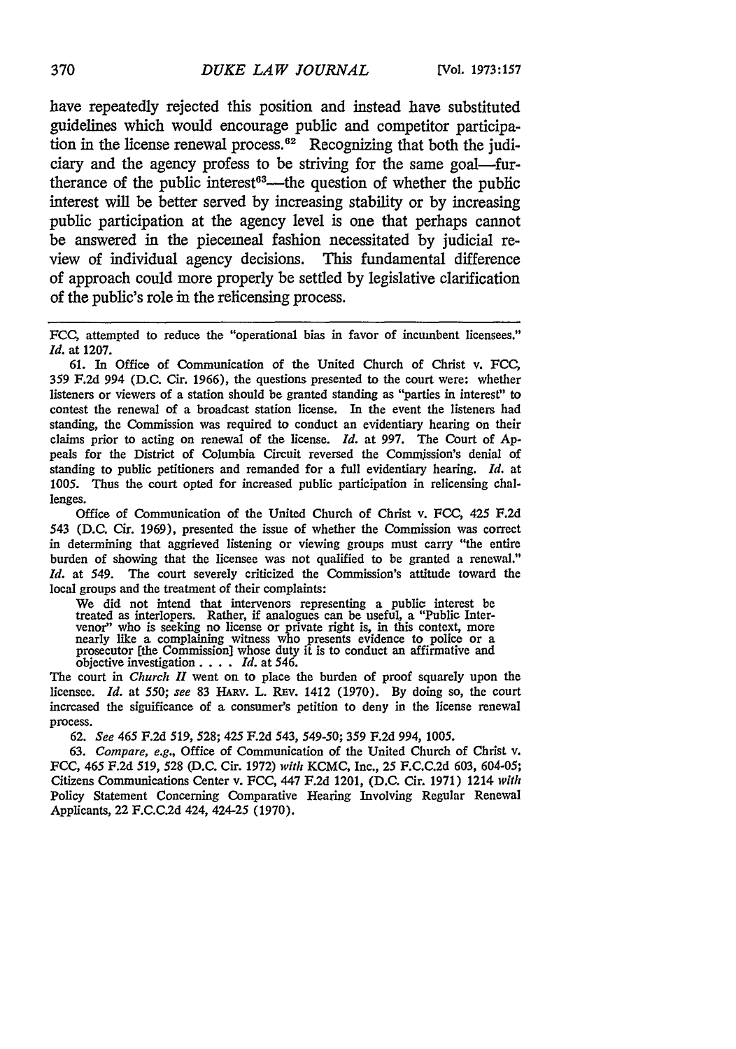have repeatedly rejected this position and instead have substituted guidelines which would encourage public and competitor participation in the license renewal process.[62] Recognizing that both the judiciary and the agency profess to be striving for the same goal—furtherance of the public interest[63]—the question of whether the public interest will be better served by increasing stability or by increasing public participation at the agency level is one that perhaps cannot be answered in the piecemeal fashion necessitated by judicial review of individual agency decisions. This fundamental difference of approach could more properly be settled by legislative clarification of the public's role in the relicensing process.

---

FCC, attempted to reduce the "operational bias in favor of incumbent licensees." *Id.* at 1207.

61. In Office of Communication of the United Church of Christ v. FCC, 359 F.2d 994 (D.C. Cir. 1966), the questions presented to the court were: whether listeners or viewers of a station should be granted standing as "parties in interest" to contest the renewal of a broadcast station license. In the event the listeners had standing, the Commission was required to conduct an evidentiary hearing on their claims prior to acting on renewal of the license. *Id.* at 997. The Court of Appeals for the District of Columbia Circuit reversed the Commission's denial of standing to public petitioners and remanded for a full evidentiary hearing. *Id.* at 1005. Thus the court opted for increased public participation in relicensing challenges.

Office of Communication of the United Church of Christ v. FCC, 425 F.2d 543 (D.C. Cir. 1969), presented the issue of whether the Commission was correct in determining that aggrieved listening or viewing groups must carry "the entire burden of showing that the licensee was not qualified to be granted a renewal." *Id.* at 549. The court severely criticized the Commission's attitude toward the local groups and the treatment of their complaints:

> We did not intend that intervenors representing a public interest be treated as interlopers. Rather, if analogues can be useful, a "Public Intervenor" who is seeking no license or private right is, in this context, more nearly like a complaining witness who presents evidence to police or a prosecutor [the Commission] whose duty it is to conduct an affirmative and objective investigation . . . . *Id.* at 546.

The court in *Church II* went on to place the burden of proof squarely upon the licensee. *Id.* at 550; *see* 83 HARV. L. REV. 1412 (1970). By doing so, the court increased the significance of a consumer's petition to deny in the license renewal process.

62. *See* 465 F.2d 519, 528; 425 F.2d 543, 549-50; 359 F.2d 994, 1005.

63. *Compare, e.g.,* Office of Communication of the United Church of Christ v. FCC, 465 F.2d 519, 528 (D.C. Cir. 1972) *with* KCMC, Inc., 25 F.C.C.2d 603, 604-05; Citizens Communications Center v. FCC, 447 F.2d 1201, (D.C. Cir. 1971) 1214 *with* Policy Statement Concerning Comparative Hearing Involving Regular Renewal Applicants, 22 F.C.C.2d 424, 424-25 (1970).